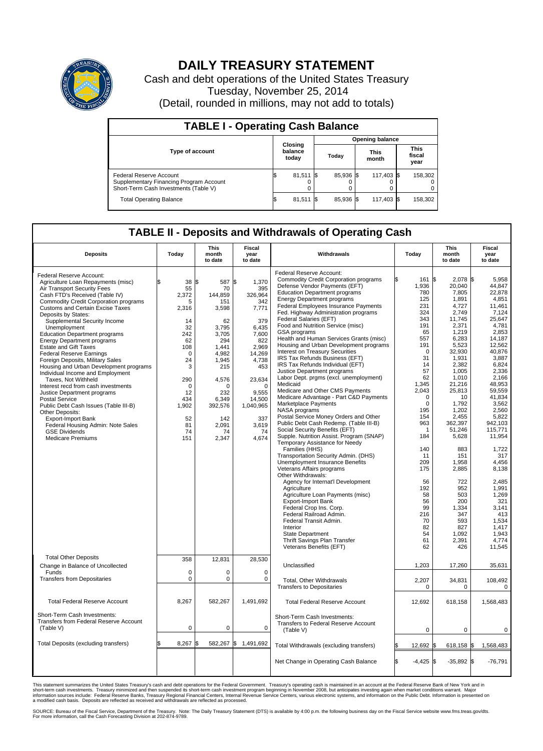# DAILY TREASURY STATEMENT

Cash and debt operations of the United States Treasury
Tuesday, November 25, 2014
(Detail, rounded in millions, may not add to totals)

## TABLE I - Operating Cash Balance

| Type of account | Closing balance today | Opening balance Today | Opening balance This month | Opening balance This fiscal year |
|---|---|---|---|---|
| Federal Reserve Account | $ 81,511 | $ 85,936 | $ 117,403 | $ 158,302 |
| Supplementary Financing Program Account | 0 | 0 | 0 | 0 |
| Short-Term Cash Investments (Table V) | 0 | 0 | 0 | 0 |
| Total Operating Balance | $ 81,511 | $ 85,936 | $ 117,403 | $ 158,302 |

## TABLE II - Deposits and Withdrawals of Operating Cash

| Deposits | Today | This month to date | Fiscal year to date | Withdrawals | Today | This month to date | Fiscal year to date |
|---|---|---|---|---|---|---|---|
| Federal Reserve Account: | | | | Federal Reserve Account: | | | |
| Agriculture Loan Repayments (misc) | $ 38 | $ 587 | $ 1,370 | Commodity Credit Corporation programs | $ 161 | $ 2,078 | $ 5,958 |
| Air Transport Security Fees | 55 | 70 | 395 | Defense Vendor Payments (EFT) | 1,936 | 20,040 | 44,847 |
| Cash FTD's Received (Table IV) | 2,372 | 144,859 | 326,964 | Education Department programs | 780 | 7,805 | 22,878 |
| Commodity Credit Corporation programs | 5 | 151 | 342 | Energy Department programs | 125 | 1,891 | 4,851 |
| Customs and Certain Excise Taxes | 2,316 | 3,598 | 7,771 | Federal Employees Insurance Payments | 231 | 4,727 | 11,461 |
| Deposits by States: | | | | Fed. Highway Administration programs | 324 | 2,749 | 7,124 |
| Supplemental Security Income | 14 | 62 | 379 | Federal Salaries (EFT) | 343 | 11,745 | 25,647 |
| Unemployment | 32 | 3,795 | 6,435 | Food and Nutrition Service (misc) | 191 | 2,371 | 4,781 |
| Education Department programs | 242 | 3,705 | 7,600 | GSA programs | 65 | 1,219 | 2,853 |
| Energy Department programs | 62 | 294 | 822 | Health and Human Services Grants (misc) | 557 | 6,283 | 14,187 |
| Estate and Gift Taxes | 108 | 1,441 | 2,969 | Housing and Urban Development programs | 191 | 5,523 | 12,562 |
| Federal Reserve Earnings | 0 | 4,982 | 14,269 | Interest on Treasury Securities | 0 | 32,930 | 40,876 |
| Foreign Deposits, Military Sales | 24 | 1,945 | 4,738 | IRS Tax Refunds Business (EFT) | 31 | 1,931 | 3,887 |
| Housing and Urban Development programs | 3 | 215 | 453 | IRS Tax Refunds Individual (EFT) | 14 | 2,382 | 6,824 |
| Individual Income and Employment Taxes, Not Withheld | 290 | 4,576 | 23,634 | Justice Department programs | 57 | 1,005 | 2,336 |
| Interest recd from cash investments | 0 | 0 | 0 | Labor Dept. prgms (excl. unemployment) | 62 | 1,010 | 2,166 |
| Justice Department programs | 12 | 232 | 9,555 | Medicaid | 1,345 | 21,216 | 48,953 |
| Postal Service | 434 | 6,349 | 14,500 | Medicare and Other CMS Payments | 2,043 | 25,813 | 59,559 |
| Public Debt Cash Issues (Table III-B) | 1,902 | 392,576 | 1,040,965 | Medicare Advantage - Part C&D Payments | 0 | 10 | 41,834 |
| Other Deposits: | | | | Marketplace Payments | 0 | 1,792 | 3,562 |
| Export-Import Bank | 52 | 142 | 337 | NASA programs | 195 | 1,202 | 2,560 |
| Federal Housing Admin: Note Sales | 81 | 2,091 | 3,619 | Postal Service Money Orders and Other | 154 | 2,455 | 5,822 |
| GSE Dividends | 74 | 74 | 74 | Public Debt Cash Redemp. (Table III-B) | 963 | 362,397 | 942,103 |
| Medicare Premiums | 151 | 2,347 | 4,674 | Social Security Benefits (EFT) | 1 | 51,246 | 115,771 |
| | | | | Supple. Nutrition Assist. Program (SNAP) | 184 | 5,628 | 11,954 |
| | | | | Temporary Assistance for Needy Families (HHS) | 140 | 883 | 1,722 |
| | | | | Transportation Security Admin. (DHS) | 11 | 151 | 317 |
| | | | | Unemployment Insurance Benefits | 209 | 1,958 | 4,456 |
| | | | | Veterans Affairs programs | 175 | 2,885 | 8,138 |
| | | | | Other Withdrawals: | | | |
| | | | | Agency for Internat'l Development | 56 | 722 | 2,485 |
| | | | | Agriculture | 192 | 952 | 1,991 |
| | | | | Agriculture Loan Payments (misc) | 58 | 503 | 1,269 |
| | | | | Export-Import Bank | 56 | 200 | 321 |
| | | | | Federal Crop Ins. Corp. | 99 | 1,334 | 3,141 |
| | | | | Federal Railroad Admin. | 216 | 347 | 413 |
| | | | | Federal Transit Admin. | 70 | 593 | 1,534 |
| | | | | Interior | 82 | 827 | 1,417 |
| | | | | State Department | 54 | 1,092 | 1,943 |
| | | | | Thrift Savings Plan Transfer | 61 | 2,391 | 4,774 |
| | | | | Veterans Benefits (EFT) | 62 | 426 | 11,545 |
| Total Other Deposits | 358 | 12,831 | 28,530 | Unclassified | 1,203 | 17,260 | 35,631 |
| Change in Balance of Uncollected Funds | 0 | 0 | 0 | | | | |
| Transfers from Depositaries | 0 | 0 | 0 | Total, Other Withdrawals | 2,207 | 34,831 | 108,492 |
| | | | | Transfers to Depositaries | 0 | 0 | 0 |
| Total Federal Reserve Account | 8,267 | 582,267 | 1,491,692 | Total Federal Reserve Account | 12,692 | 618,158 | 1,568,483 |
| Short-Term Cash Investments: Transfers from Federal Reserve Account (Table V) | 0 | 0 | 0 | Short-Term Cash Investments: Transfers to Federal Reserve Account (Table V) | 0 | 0 | 0 |
| Total Deposits (excluding transfers) | $ 8,267 | $ 582,267 | $ 1,491,692 | Total Withdrawals (excluding transfers) | $ 12,692 | $ 618,158 | $ 1,568,483 |
| | | | | Net Change in Operating Cash Balance | $ -4,425 | $ -35,892 | $ -76,791 |

This statement summarizes the United States Treasury's cash and debt operations for the Federal Government. Treasury's operating cash is maintained in an account at the Federal Reserve Bank of New York and in short-term cash investments. Treasury minimized and then suspended its short-term cash investment program beginning in November 2008, but anticipates investing again when market conditions warrant. Major information sources include: Federal Reserve Banks, Treasury Regional Financial Centers, Internal Revenue Service Centers, various electronic systems, and information on the Public Debt. Information is presented on a modified cash basis. Deposits are reflected as received and withdrawals are reflected as processed.

SOURCE: Bureau of the Fiscal Service, Department of the Treasury. Note: The Daily Treasury Statement (DTS) is available by 4:00 p.m. the following business day on the Fiscal Service website www.fms.treas.gov/dts. For more information, call the Cash Forecasting Division at 202-874-9789.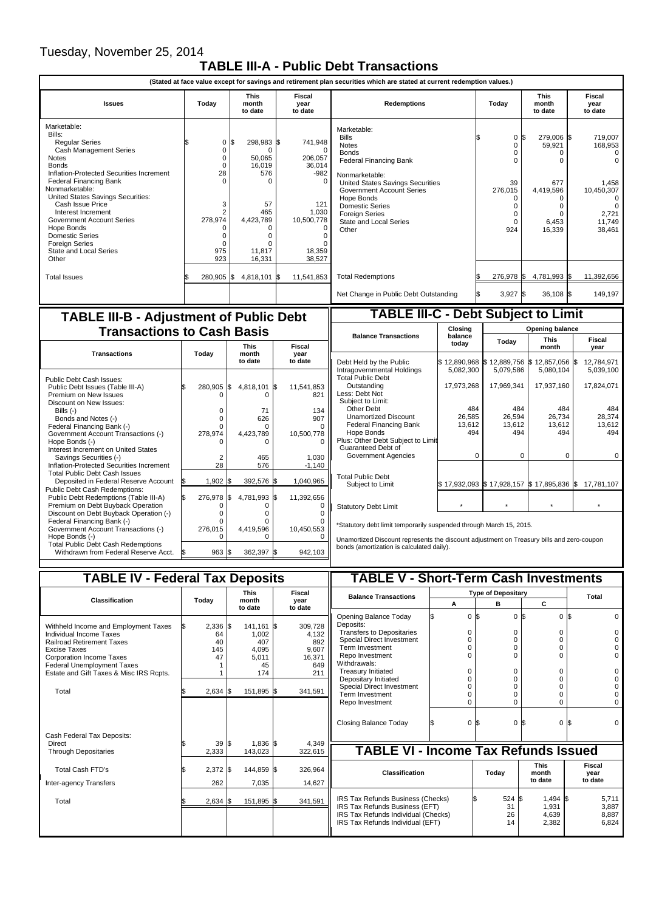Tuesday, November 25, 2014

# TABLE III-A - Public Debt Transactions

(Stated at face value except for savings and retirement plan securities which are stated at current redemption values.)

| Issues | Today | This month to date | Fiscal year to date |
|---|---|---|---|
| Marketable: | | | |
| Bills: | | | |
| Regular Series | $ 0 | $ 298,983 | $ 741,948 |
| Cash Management Series | 0 | 0 | 0 |
| Notes | 0 | 50,065 | 206,057 |
| Bonds | 0 | 16,019 | 36,014 |
| Inflation-Protected Securities Increment | 28 | 576 | -982 |
| Federal Financing Bank | 0 | 0 | 0 |
| Nonmarketable: | | | |
| United States Savings Securities: | | | |
| Cash Issue Price | 3 | 57 | 121 |
| Interest Increment | 2 | 465 | 1,030 |
| Government Account Series | 278,974 | 4,423,789 | 10,500,778 |
| Hope Bonds | 0 | 0 | 0 |
| Domestic Series | 0 | 0 | 0 |
| Foreign Series | 0 | 0 | 0 |
| State and Local Series | 975 | 11,817 | 18,359 |
| Other | 923 | 16,331 | 38,527 |
| Total Issues | $ 280,905 | $ 4,818,101 | $ 11,541,853 |

| Redemptions | Today | This month to date | Fiscal year to date |
|---|---|---|---|
| Marketable: | | | |
| Bills | $ 0 | $ 279,006 | $ 719,007 |
| Notes | 0 | 59,921 | 168,953 |
| Bonds | 0 | 0 | 0 |
| Federal Financing Bank | 0 | 0 | 0 |
| Nonmarketable: | | | |
| United States Savings Securities | 39 | 677 | 1,458 |
| Government Account Series | 276,015 | 4,419,596 | 10,450,307 |
| Hope Bonds | 0 | 0 | 0 |
| Domestic Series | 0 | 0 | 0 |
| Foreign Series | 0 | 0 | 2,721 |
| State and Local Series | 0 | 6,453 | 11,749 |
| Other | 924 | 16,339 | 38,461 |
| Total Redemptions | $ 276,978 | $ 4,781,993 | $ 11,392,656 |
| Net Change in Public Debt Outstanding | $ 3,927 | $ 36,108 | $ 149,197 |

# TABLE III-B - Adjustment of Public Debt Transactions to Cash Basis

| Transactions | Today | This month to date | Fiscal year to date |
|---|---|---|---|
| Public Debt Cash Issues: | | | |
| Public Debt Issues (Table III-A) | $ 280,905 | $ 4,818,101 | $ 11,541,853 |
| Premium on New Issues | 0 | 0 | 821 |
| Discount on New Issues: | | | |
| Bills (-) | 0 | 71 | 134 |
| Bonds and Notes (-) | 0 | 626 | 907 |
| Federal Financing Bank (-) | 0 | 0 | 0 |
| Government Account Transactions (-) | 278,974 | 4,423,789 | 10,500,778 |
| Hope Bonds (-) | 0 | 0 | 0 |
| Interest Increment on United States Savings Securities (-) | 2 | 465 | 1,030 |
| Inflation-Protected Securities Increment | 28 | 576 | -1,140 |
| Total Public Debt Cash Issues Deposited in Federal Reserve Account | $ 1,902 | $ 392,576 | $ 1,040,965 |
| Public Debt Cash Redemptions: | | | |
| Public Debt Redemptions (Table III-A) | $ 276,978 | $ 4,781,993 | $ 11,392,656 |
| Premium on Debt Buyback Operation | 0 | 0 | 0 |
| Discount on Debt Buyback Operation (-) | 0 | 0 | 0 |
| Federal Financing Bank (-) | 0 | 0 | 0 |
| Government Account Transactions (-) | 276,015 | 4,419,596 | 10,450,553 |
| Hope Bonds (-) | 0 | 0 | 0 |
| Total Public Debt Cash Redemptions Withdrawn from Federal Reserve Acct. | $ 963 | $ 362,397 | $ 942,103 |

# TABLE III-C - Debt Subject to Limit

| Balance Transactions | Closing balance today | Opening balance Today | Opening balance This month | Opening balance Fiscal year |
|---|---|---|---|---|
| Debt Held by the Public | $ 12,890,968 | $ 12,889,756 | $ 12,857,056 | $ 12,784,971 |
| Intragovernmental Holdings | 5,082,300 | 5,079,586 | 5,080,104 | 5,039,100 |
| Total Public Debt Outstanding | 17,973,268 | 17,969,341 | 17,937,160 | 17,824,071 |
| Less: Debt Not Subject to Limit: | | | | |
| Other Debt | 484 | 484 | 484 | 484 |
| Unamortized Discount | 26,585 | 26,594 | 26,734 | 28,374 |
| Federal Financing Bank | 13,612 | 13,612 | 13,612 | 13,612 |
| Hope Bonds | 494 | 494 | 494 | 494 |
| Plus: Other Debt Subject to Limit | | | | |
| Guaranteed Debt of Government Agencies | 0 | 0 | 0 | 0 |
| Total Public Debt Subject to Limit | $ 17,932,093 | $ 17,928,157 | $ 17,895,836 | $ 17,781,107 |
| Statutory Debt Limit | * | * | * | * |

*Statutory debt limit temporarily suspended through March 15, 2015.

Unamortized Discount represents the discount adjustment on Treasury bills and zero-coupon bonds (amortization is calculated daily).

# TABLE IV - Federal Tax Deposits

| Classification | Today | This month to date | Fiscal year to date |
|---|---|---|---|
| Withheld Income and Employment Taxes | $ 2,336 | $ 141,161 | $ 309,728 |
| Individual Income Taxes | 64 | 1,002 | 4,132 |
| Railroad Retirement Taxes | 40 | 407 | 892 |
| Excise Taxes | 145 | 4,095 | 9,607 |
| Corporation Income Taxes | 47 | 5,011 | 16,371 |
| Federal Unemployment Taxes | 1 | 45 | 649 |
| Estate and Gift Taxes & Misc IRS Rcpts. | 1 | 174 | 211 |
| Total | $ 2,634 | $ 151,895 | $ 341,591 |
| Cash Federal Tax Deposits: | | | |
| Direct | $ 39 | $ 1,836 | $ 4,349 |
| Through Depositaries | 2,333 | 143,023 | 322,615 |
| Total Cash FTD's | $ 2,372 | $ 144,859 | $ 326,964 |
| Inter-agency Transfers | 262 | 7,035 | 14,627 |
| Total | $ 2,634 | $ 151,895 | $ 341,591 |

# TABLE V - Short-Term Cash Investments

| Balance Transactions | Type of Depositary A | Type of Depositary B | Type of Depositary C | Total |
|---|---|---|---|---|
| Opening Balance Today | $ 0 | $ 0 | $ 0 | $ 0 |
| Deposits: | | | | |
| Transfers to Depositaries | 0 | 0 | 0 | 0 |
| Special Direct Investment | 0 | 0 | 0 | 0 |
| Term Investment | 0 | 0 | 0 | 0 |
| Repo Investment | 0 | 0 | 0 | 0 |
| Withdrawals: | | | | |
| Treasury Initiated | 0 | 0 | 0 | 0 |
| Depositary Initiated | 0 | 0 | 0 | 0 |
| Special Direct Investment | 0 | 0 | 0 | 0 |
| Term Investment | 0 | 0 | 0 | 0 |
| Repo Investment | 0 | 0 | 0 | 0 |
| Closing Balance Today | $ 0 | $ 0 | $ 0 | $ 0 |

# TABLE VI - Income Tax Refunds Issued

| Classification | Today | This month to date | Fiscal year to date |
|---|---|---|---|
| IRS Tax Refunds Business (Checks) | $ 524 | $ 1,494 | $ 5,711 |
| IRS Tax Refunds Business (EFT) | 31 | 1,931 | 3,887 |
| IRS Tax Refunds Individual (Checks) | 26 | 4,639 | 8,887 |
| IRS Tax Refunds Individual (EFT) | 14 | 2,382 | 6,824 |